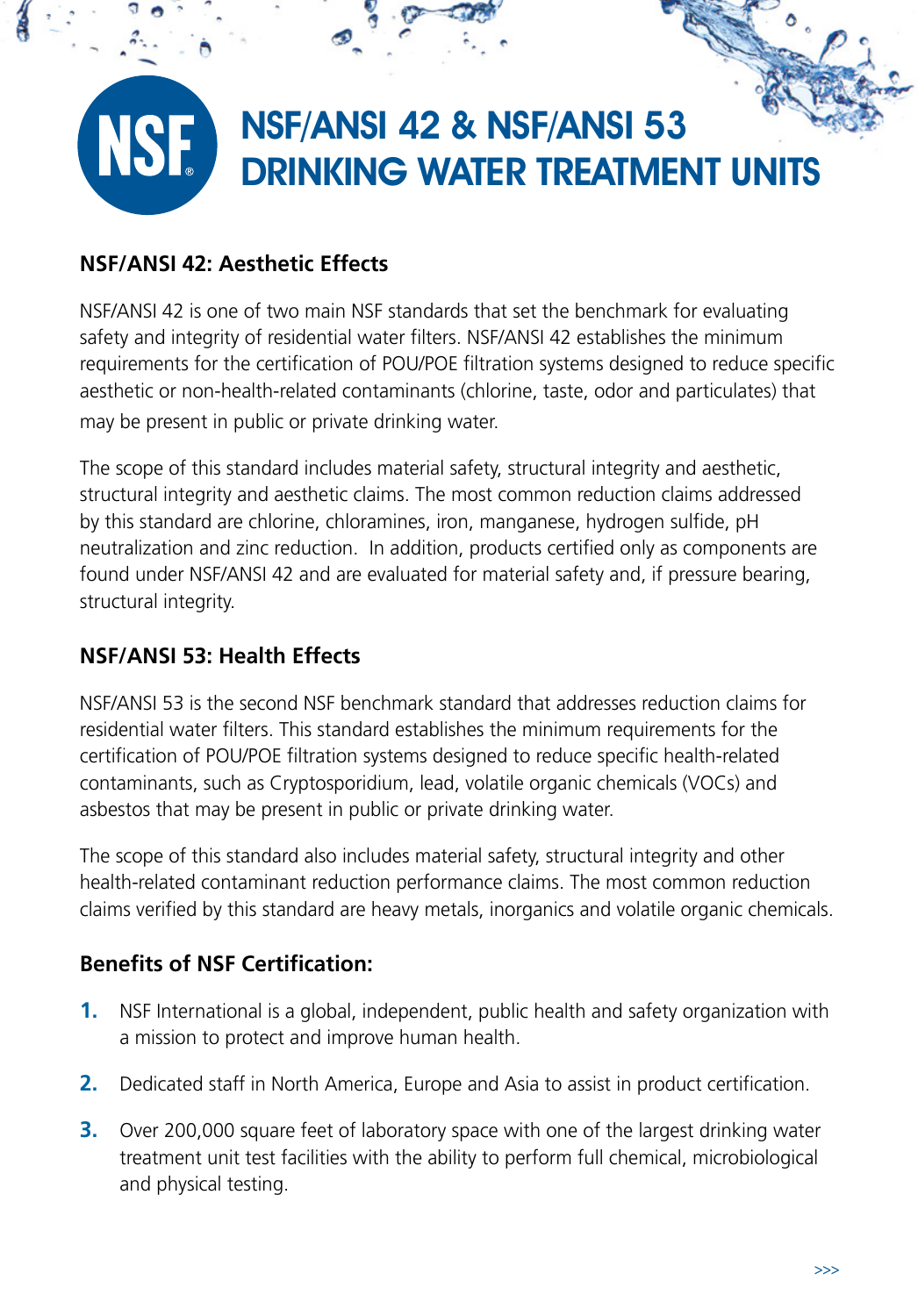# NSF/ANSI 42 & NSF/ANSI 53 DRINKING WATER TREATMENT UNITS

## NSF/ANSI 42: Aesthetic Effects

NSF/ANSI 42 is one of two main NSF standards that set the benchmark for evaluating safety and integrity of residential water filters. NSF/ANSI 42 establishes the minimum requirements for the certification of POU/POE filtration systems designed to reduce specific aesthetic or non-health-related contaminants (chlorine, taste, odor and particulates) that may be present in public or private drinking water.

The scope of this standard includes material safety, structural integrity and aesthetic, structural integrity and aesthetic claims. The most common reduction claims addressed by this standard are chlorine, chloramines, iron, manganese, hydrogen sulfide, pH neutralization and zinc reduction. In addition, products certified only as components are found under NSF/ANSI 42 and are evaluated for material safety and, if pressure bearing, structural integrity.

## NSF/ANSI 53: Health Effects

NSF/ANSI 53 is the second NSF benchmark standard that addresses reduction claims for residential water filters. This standard establishes the minimum requirements for the certification of POU/POE filtration systems designed to reduce specific health-related contaminants, such as Cryptosporidium, lead, volatile organic chemicals (VOCs) and asbestos that may be present in public or private drinking water.

The scope of this standard also includes material safety, structural integrity and other health-related contaminant reduction performance claims. The most common reduction claims verified by this standard are heavy metals, inorganics and volatile organic chemicals.

## Benefits of NSF Certification:

1. NSF International is a global, independent, public health and safety organization with a mission to protect and improve human health.
2. Dedicated staff in North America, Europe and Asia to assist in product certification.
3. Over 200,000 square feet of laboratory space with one of the largest drinking water treatment unit test facilities with the ability to perform full chemical, microbiological and physical testing.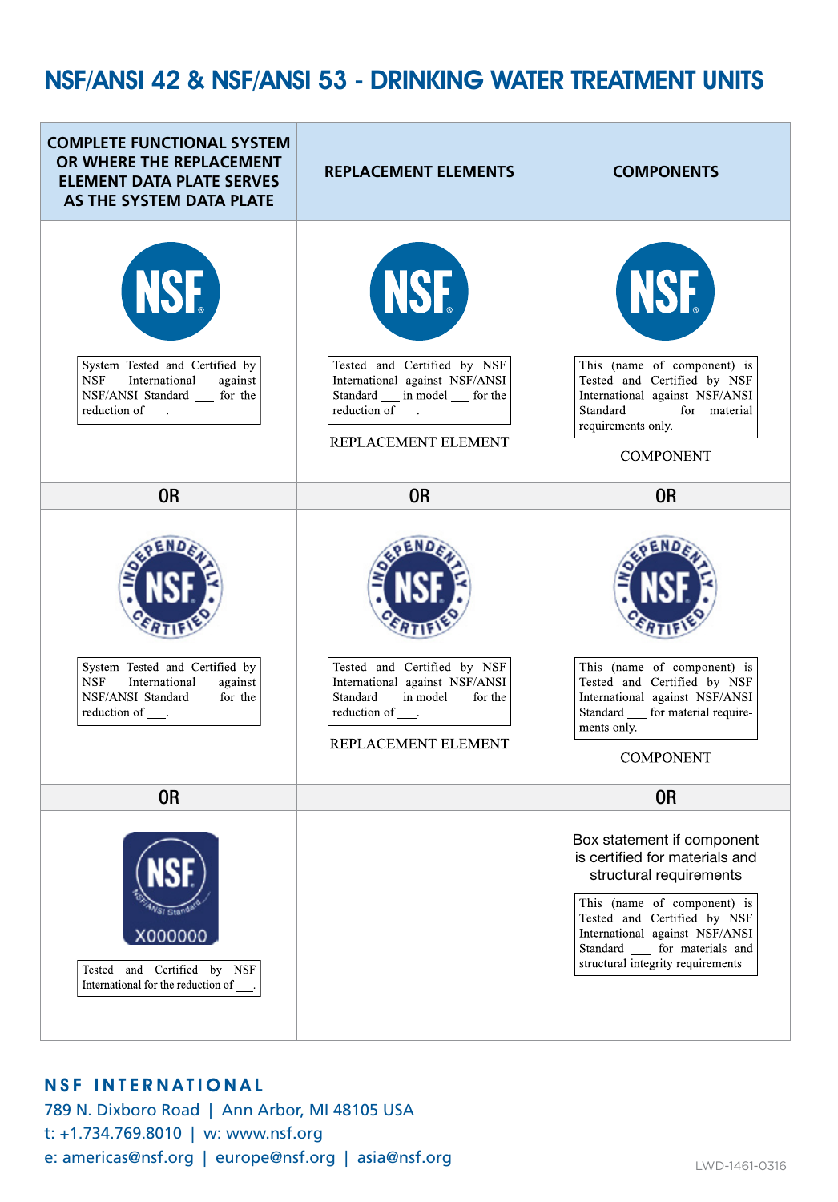# NSF/ANSI 42 & NSF/ANSI 53 - DRINKING WATER TREATMENT UNITS

| COMPLETE FUNCTIONAL SYSTEM OR WHERE THE REPLACEMENT ELEMENT DATA PLATE SERVES AS THE SYSTEM DATA PLATE | REPLACEMENT ELEMENTS | COMPONENTS |
|---|---|---|
| NSF<br>System Tested and Certified by NSF International against NSF/ANSI Standard ___ for the reduction of ___. | NSF<br>Tested and Certified by NSF International against NSF/ANSI Standard ___ in model ___ for the reduction of ___.<br>REPLACEMENT ELEMENT | NSF<br>This (name of component) is Tested and Certified by NSF International against NSF/ANSI Standard ___ for material requirements only.<br>COMPONENT |
| OR | OR | OR |
| INDEPENDENTLY CERTIFIED NSF<br>System Tested and Certified by NSF International against NSF/ANSI Standard ___ for the reduction of ___. | INDEPENDENTLY CERTIFIED NSF<br>Tested and Certified by NSF International against NSF/ANSI Standard ___ in model ___ for the reduction of ___.<br>REPLACEMENT ELEMENT | INDEPENDENTLY CERTIFIED NSF<br>This (name of component) is Tested and Certified by NSF International against NSF/ANSI Standard ___ for material requirements only.<br>COMPONENT |
| OR | | OR |
| NSF NSF/ANSI Standard X000000<br>Tested and Certified by NSF International for the reduction of ___. | | Box statement if component is certified for materials and structural requirements<br>This (name of component) is Tested and Certified by NSF International against NSF/ANSI Standard ___ for materials and structural integrity requirements |

**NSF INTERNATIONAL**

789 N. Dixboro Road | Ann Arbor, MI 48105 USA

t: +1.734.769.8010 | w: www.nsf.org

e: americas@nsf.org | europe@nsf.org | asia@nsf.org

LWD-1461-0316